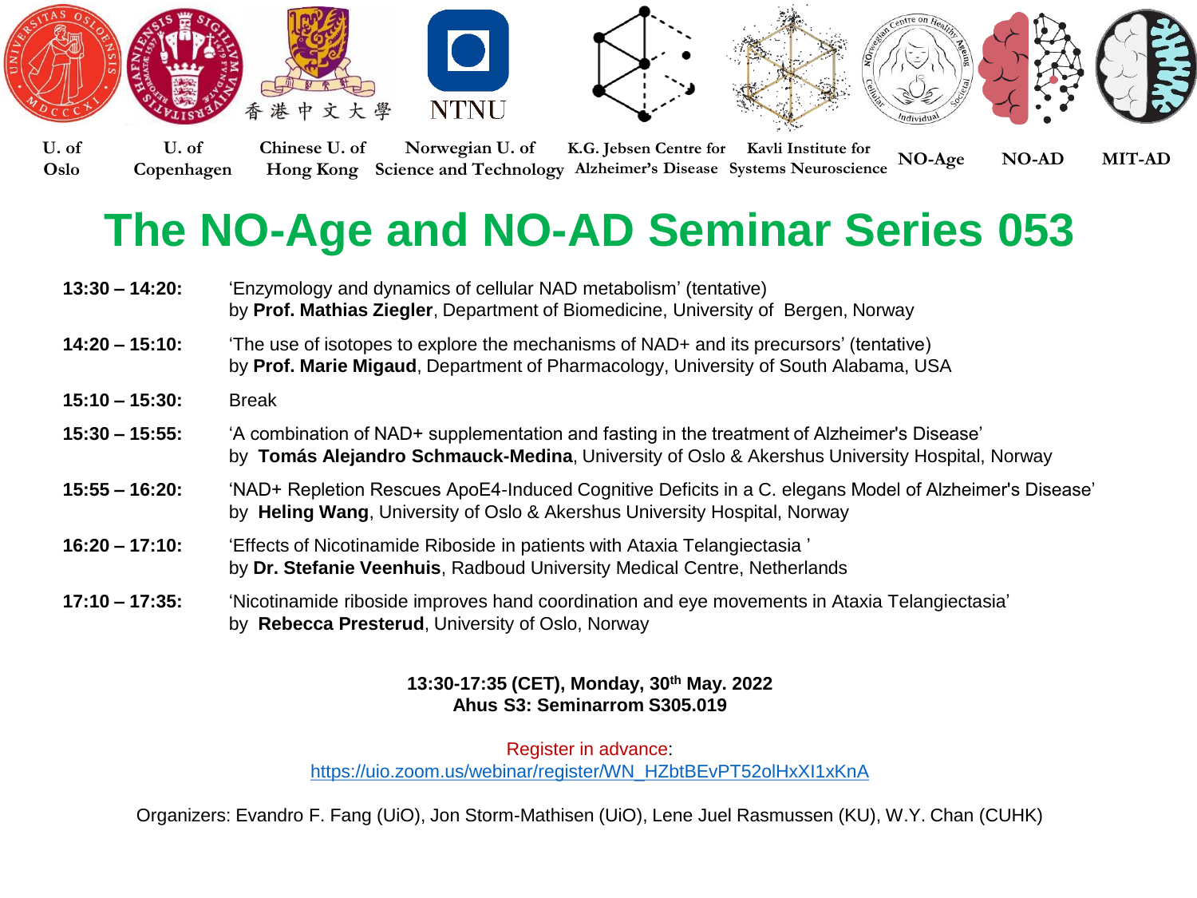U. of Oslo | U. of Copenhagen | Chinese U. of Hong Kong | Norwegian U. of Science and Technology | K.G. Jebsen Centre for Alzheimer's Disease | Kavli Institute for Systems Neuroscience | NO-Age | NO-AD | MIT-AD

# The NO-Age and NO-AD Seminar Series 053

**13:30 – 14:20:** 'Enzymology and dynamics of cellular NAD metabolism' (tentative)
by **Prof. Mathias Ziegler**, Department of Biomedicine, University of Bergen, Norway

**14:20 – 15:10:** 'The use of isotopes to explore the mechanisms of NAD+ and its precursors' (tentative)
by **Prof. Marie Migaud**, Department of Pharmacology, University of South Alabama, USA

**15:10 – 15:30:** Break

**15:30 – 15:55:** 'A combination of NAD+ supplementation and fasting in the treatment of Alzheimer's Disease'
by **Tomás Alejandro Schmauck-Medina**, University of Oslo & Akershus University Hospital, Norway

**15:55 – 16:20:** 'NAD+ Repletion Rescues ApoE4-Induced Cognitive Deficits in a C. elegans Model of Alzheimer's Disease'
by **Heling Wang**, University of Oslo & Akershus University Hospital, Norway

**16:20 – 17:10:** 'Effects of Nicotinamide Riboside in patients with Ataxia Telangiectasia '
by **Dr. Stefanie Veenhuis**, Radboud University Medical Centre, Netherlands

**17:10 – 17:35:** 'Nicotinamide riboside improves hand coordination and eye movements in Ataxia Telangiectasia'
by **Rebecca Presterud**, University of Oslo, Norway

**13:30-17:35 (CET), Monday, 30th May. 2022**
**Ahus S3: Seminarrom S305.019**

Register in advance:
https://uio.zoom.us/webinar/register/WN_HZbtBEvPT52olHxXI1xKnA

Organizers: Evandro F. Fang (UiO), Jon Storm-Mathisen (UiO), Lene Juel Rasmussen (KU), W.Y. Chan (CUHK)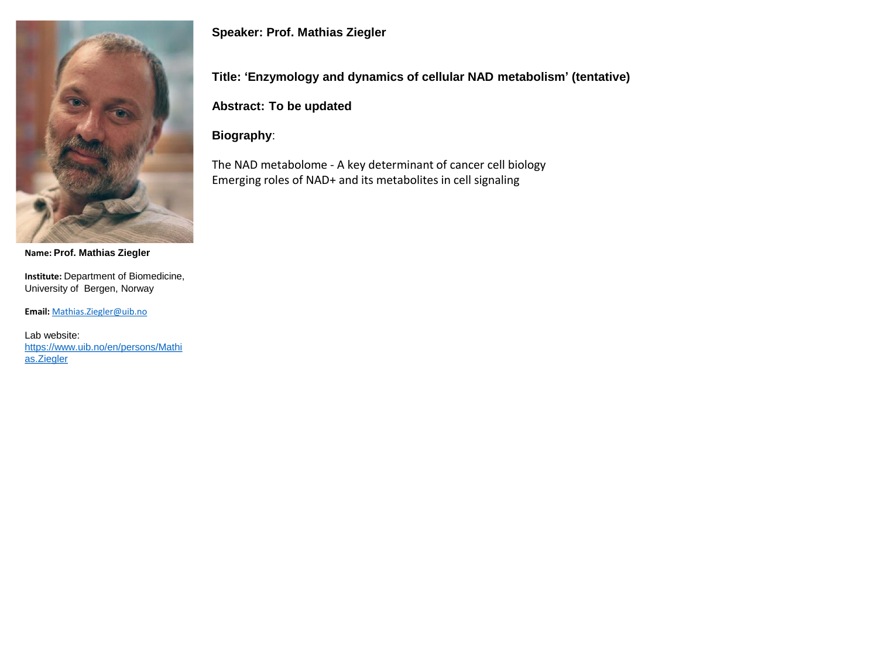**Name:** **Prof. Mathias Ziegler**

**Institute:** Department of Biomedicine, University of Bergen, Norway

**Email:** [Mathias.Ziegler@uib.no](mailto:Mathias.Ziegler@uib.no)

Lab website: [https://www.uib.no/en/persons/Mathias.Ziegler](https://www.uib.no/en/persons/Mathias.Ziegler)

**Speaker: Prof. Mathias Ziegler**

**Title: 'Enzymology and dynamics of cellular NAD metabolism' (tentative)**

**Abstract: To be updated**

**Biography**:

The NAD metabolome - A key determinant of cancer cell biology
Emerging roles of NAD+ and its metabolites in cell signaling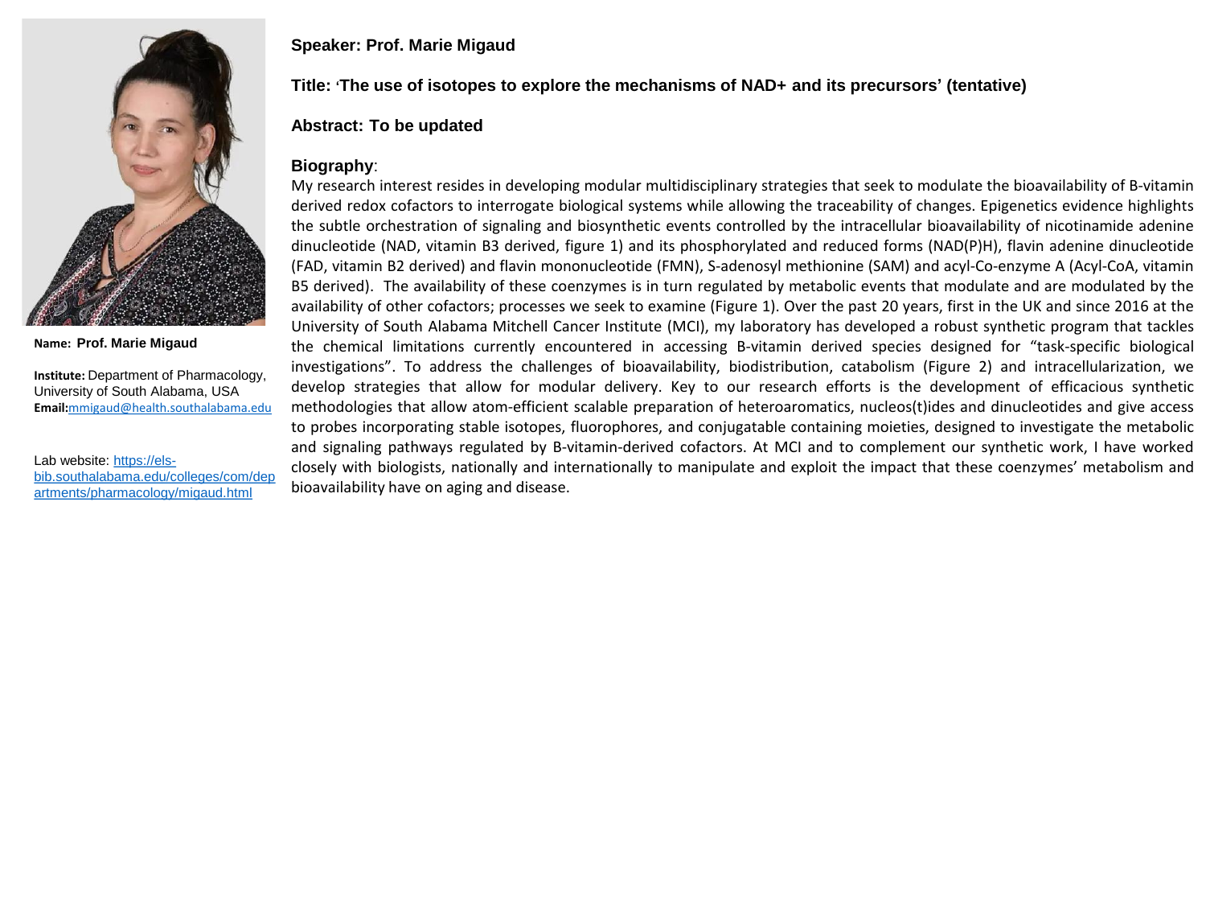**Name:** **Prof. Marie Migaud**

**Institute:** Department of Pharmacology, University of South Alabama, USA

**Email:** mmigaud@health.southalabama.edu

Lab website: https://els-bib.southalabama.edu/colleges/com/departments/pharmacology/migaud.html

**Speaker: Prof. Marie Migaud**

**Title: 'The use of isotopes to explore the mechanisms of NAD+ and its precursors' (tentative)**

**Abstract: To be updated**

**Biography**:

My research interest resides in developing modular multidisciplinary strategies that seek to modulate the bioavailability of B-vitamin derived redox cofactors to interrogate biological systems while allowing the traceability of changes. Epigenetics evidence highlights the subtle orchestration of signaling and biosynthetic events controlled by the intracellular bioavailability of nicotinamide adenine dinucleotide (NAD, vitamin B3 derived, figure 1) and its phosphorylated and reduced forms (NAD(P)H), flavin adenine dinucleotide (FAD, vitamin B2 derived) and flavin mononucleotide (FMN), S-adenosyl methionine (SAM) and acyl-Co-enzyme A (Acyl-CoA, vitamin B5 derived). The availability of these coenzymes is in turn regulated by metabolic events that modulate and are modulated by the availability of other cofactors; processes we seek to examine (Figure 1). Over the past 20 years, first in the UK and since 2016 at the University of South Alabama Mitchell Cancer Institute (MCI), my laboratory has developed a robust synthetic program that tackles the chemical limitations currently encountered in accessing B-vitamin derived species designed for "task-specific biological investigations". To address the challenges of bioavailability, biodistribution, catabolism (Figure 2) and intracellularization, we develop strategies that allow for modular delivery. Key to our research efforts is the development of efficacious synthetic methodologies that allow atom-efficient scalable preparation of heteroaromatics, nucleos(t)ides and dinucleotides and give access to probes incorporating stable isotopes, fluorophores, and conjugatable containing moieties, designed to investigate the metabolic and signaling pathways regulated by B-vitamin-derived cofactors. At MCI and to complement our synthetic work, I have worked closely with biologists, nationally and internationally to manipulate and exploit the impact that these coenzymes' metabolism and bioavailability have on aging and disease.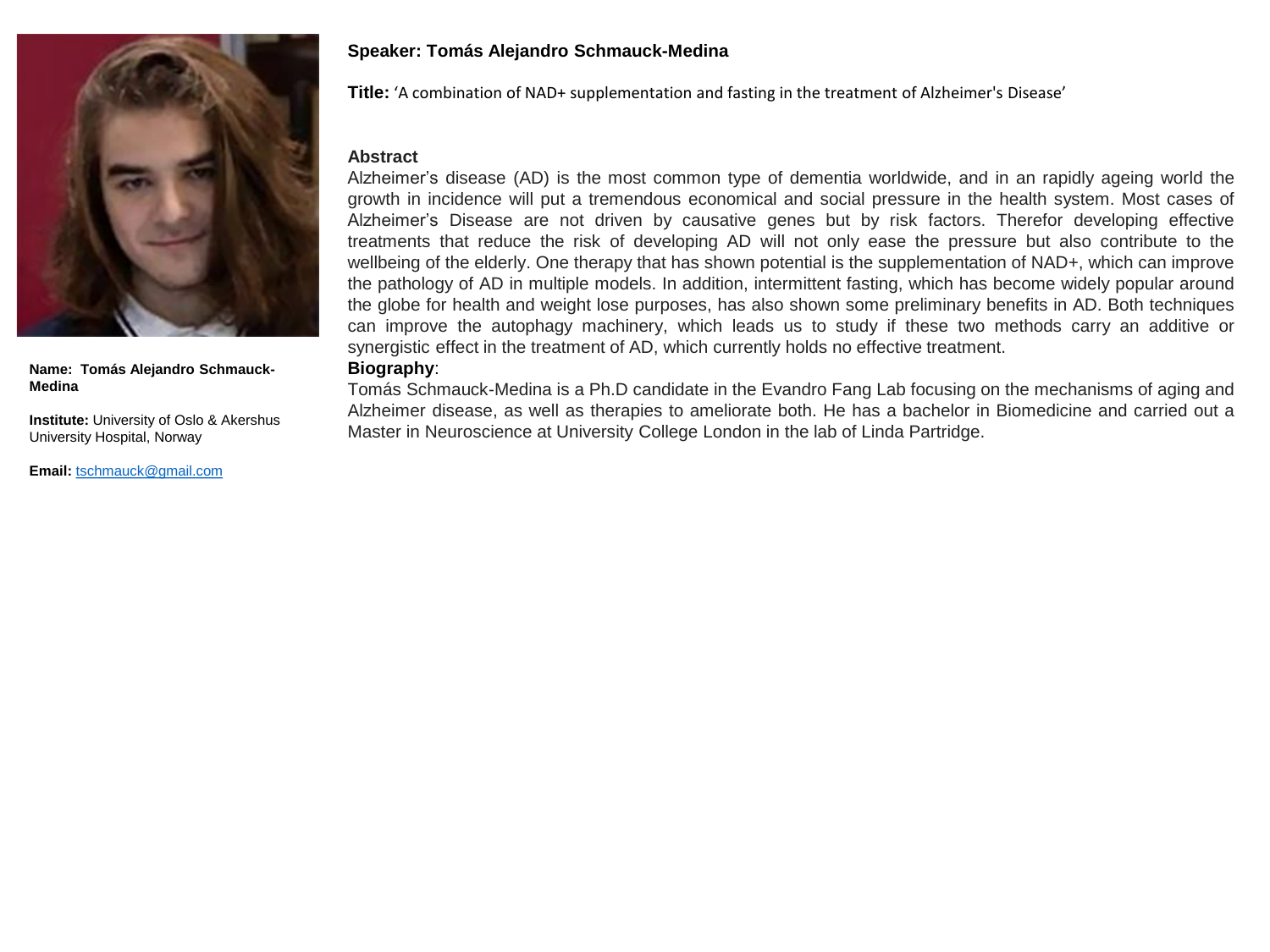**Name: Tomás Alejandro Schmauck-Medina**

**Institute:** University of Oslo & Akershus University Hospital, Norway

**Email:** tschmauck@gmail.com

**Speaker: Tomás Alejandro Schmauck-Medina**

**Title:** ‘A combination of NAD+ supplementation and fasting in the treatment of Alzheimer's Disease’

**Abstract**

Alzheimer’s disease (AD) is the most common type of dementia worldwide, and in an rapidly ageing world the growth in incidence will put a tremendous economical and social pressure in the health system. Most cases of Alzheimer’s Disease are not driven by causative genes but by risk factors. Therefor developing effective treatments that reduce the risk of developing AD will not only ease the pressure but also contribute to the wellbeing of the elderly. One therapy that has shown potential is the supplementation of NAD+, which can improve the pathology of AD in multiple models. In addition, intermittent fasting, which has become widely popular around the globe for health and weight lose purposes, has also shown some preliminary benefits in AD. Both techniques can improve the autophagy machinery, which leads us to study if these two methods carry an additive or synergistic effect in the treatment of AD, which currently holds no effective treatment.

**Biography**:

Tomás Schmauck-Medina is a Ph.D candidate in the Evandro Fang Lab focusing on the mechanisms of aging and Alzheimer disease, as well as therapies to ameliorate both. He has a bachelor in Biomedicine and carried out a Master in Neuroscience at University College London in the lab of Linda Partridge.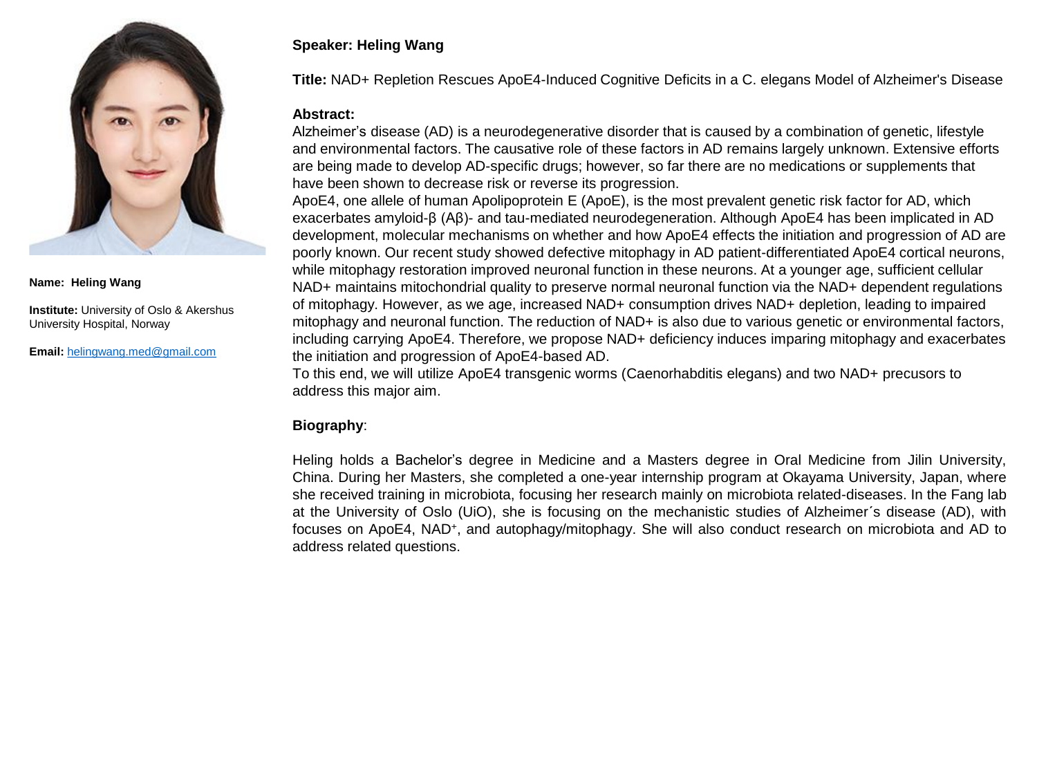**Name:** **Heling Wang**

**Institute:** University of Oslo & Akershus University Hospital, Norway

**Email:** helingwang.med@gmail.com

**Speaker: Heling Wang**

**Title:** NAD+ Repletion Rescues ApoE4-Induced Cognitive Deficits in a C. elegans Model of Alzheimer's Disease

**Abstract:**

Alzheimer's disease (AD) is a neurodegenerative disorder that is caused by a combination of genetic, lifestyle and environmental factors. The causative role of these factors in AD remains largely unknown. Extensive efforts are being made to develop AD-specific drugs; however, so far there are no medications or supplements that have been shown to decrease risk or reverse its progression.

ApoE4, one allele of human Apolipoprotein E (ApoE), is the most prevalent genetic risk factor for AD, which exacerbates amyloid-β (Aβ)- and tau-mediated neurodegeneration. Although ApoE4 has been implicated in AD development, molecular mechanisms on whether and how ApoE4 effects the initiation and progression of AD are poorly known. Our recent study showed defective mitophagy in AD patient-differentiated ApoE4 cortical neurons, while mitophagy restoration improved neuronal function in these neurons. At a younger age, sufficient cellular NAD+ maintains mitochondrial quality to preserve normal neuronal function via the NAD+ dependent regulations of mitophagy. However, as we age, increased NAD+ consumption drives NAD+ depletion, leading to impaired mitophagy and neuronal function. The reduction of NAD+ is also due to various genetic or environmental factors, including carrying ApoE4. Therefore, we propose NAD+ deficiency induces imparing mitophagy and exacerbates the initiation and progression of ApoE4-based AD.

To this end, we will utilize ApoE4 transgenic worms (Caenorhabditis elegans) and two NAD+ precusors to address this major aim.

**Biography**:

Heling holds a Bachelor's degree in Medicine and a Masters degree in Oral Medicine from Jilin University, China. During her Masters, she completed a one-year internship program at Okayama University, Japan, where she received training in microbiota, focusing her research mainly on microbiota related-diseases. In the Fang lab at the University of Oslo (UiO), she is focusing on the mechanistic studies of Alzheimer´s disease (AD), with focuses on ApoE4, $NAD^{+}$, and autophagy/mitophagy. She will also conduct research on microbiota and AD to address related questions.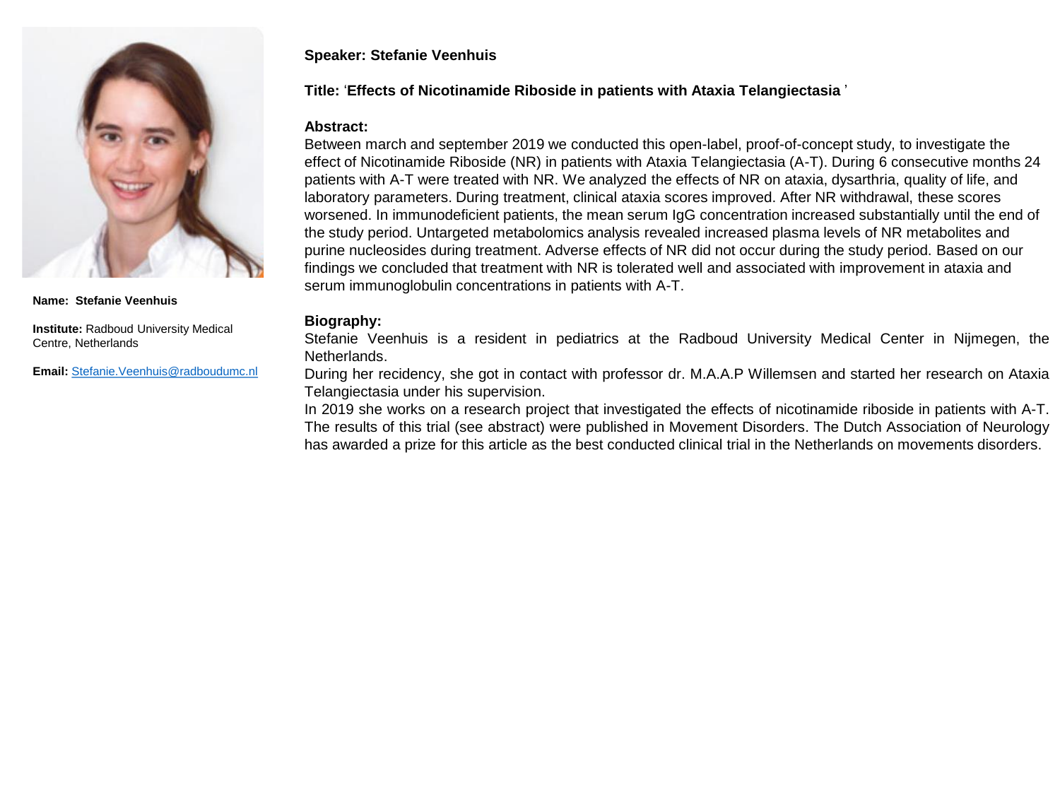**Name: Stefanie Veenhuis**

**Institute:** Radboud University Medical Centre, Netherlands

**Email:** [Stefanie.Veenhuis@radboudumc.nl](mailto:Stefanie.Veenhuis@radboudumc.nl)

**Speaker: Stefanie Veenhuis**

**Title:** '**Effects of Nicotinamide Riboside in patients with Ataxia Telangiectasia** '

### Abstract:

Between march and september 2019 we conducted this open-label, proof-of-concept study, to investigate the effect of Nicotinamide Riboside (NR) in patients with Ataxia Telangiectasia (A-T). During 6 consecutive months 24 patients with A-T were treated with NR. We analyzed the effects of NR on ataxia, dysarthria, quality of life, and laboratory parameters. During treatment, clinical ataxia scores improved. After NR withdrawal, these scores worsened. In immunodeficient patients, the mean serum IgG concentration increased substantially until the end of the study period. Untargeted metabolomics analysis revealed increased plasma levels of NR metabolites and purine nucleosides during treatment. Adverse effects of NR did not occur during the study period. Based on our findings we concluded that treatment with NR is tolerated well and associated with improvement in ataxia and serum immunoglobulin concentrations in patients with A-T.

### Biography:

Stefanie Veenhuis is a resident in pediatrics at the Radboud University Medical Center in Nijmegen, the Netherlands.

During her recidency, she got in contact with professor dr. M.A.A.P Willemsen and started her research on Ataxia Telangiectasia under his supervision.

In 2019 she works on a research project that investigated the effects of nicotinamide riboside in patients with A-T. The results of this trial (see abstract) were published in Movement Disorders. The Dutch Association of Neurology has awarded a prize for this article as the best conducted clinical trial in the Netherlands on movements disorders.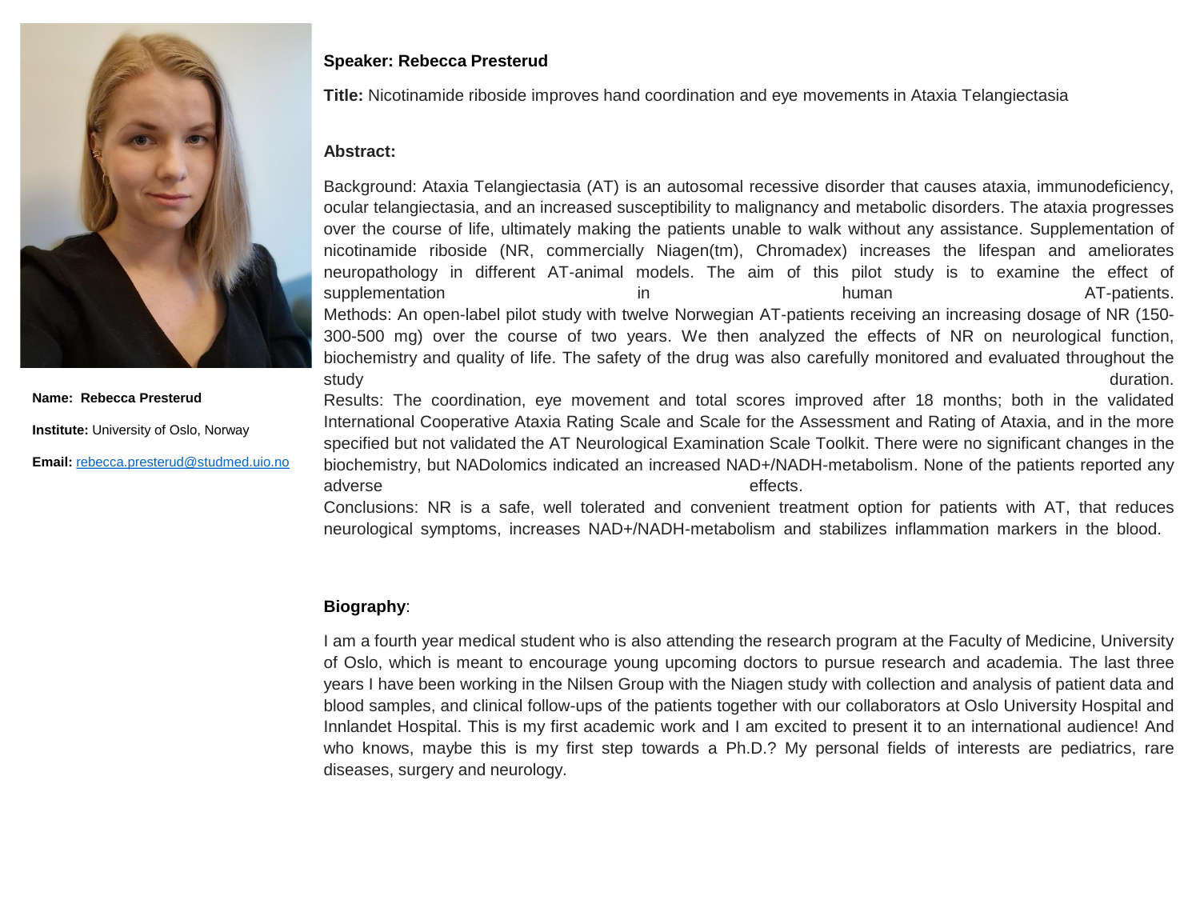**Name: Rebecca Presterud**

**Institute:** University of Oslo, Norway

**Email:** rebecca.presterud@studmed.uio.no

**Speaker: Rebecca Presterud**

**Title:** Nicotinamide riboside improves hand coordination and eye movements in Ataxia Telangiectasia

**Abstract:**

Background: Ataxia Telangiectasia (AT) is an autosomal recessive disorder that causes ataxia, immunodeficiency, ocular telangiectasia, and an increased susceptibility to malignancy and metabolic disorders. The ataxia progresses over the course of life, ultimately making the patients unable to walk without any assistance. Supplementation of nicotinamide riboside (NR, commercially Niagen(tm), Chromadex) increases the lifespan and ameliorates neuropathology in different AT-animal models. The aim of this pilot study is to examine the effect of supplementation in human AT-patients.

Methods: An open-label pilot study with twelve Norwegian AT-patients receiving an increasing dosage of NR (150-300-500 mg) over the course of two years. We then analyzed the effects of NR on neurological function, biochemistry and quality of life. The safety of the drug was also carefully monitored and evaluated throughout the study duration.

Results: The coordination, eye movement and total scores improved after 18 months; both in the validated International Cooperative Ataxia Rating Scale and Scale for the Assessment and Rating of Ataxia, and in the more specified but not validated the AT Neurological Examination Scale Toolkit. There were no significant changes in the biochemistry, but NADolomics indicated an increased NAD+/NADH-metabolism. None of the patients reported any adverse effects.

Conclusions: NR is a safe, well tolerated and convenient treatment option for patients with AT, that reduces neurological symptoms, increases NAD+/NADH-metabolism and stabilizes inflammation markers in the blood.

**Biography**:

I am a fourth year medical student who is also attending the research program at the Faculty of Medicine, University of Oslo, which is meant to encourage young upcoming doctors to pursue research and academia. The last three years I have been working in the Nilsen Group with the Niagen study with collection and analysis of patient data and blood samples, and clinical follow-ups of the patients together with our collaborators at Oslo University Hospital and Innlandet Hospital. This is my first academic work and I am excited to present it to an international audience! And who knows, maybe this is my first step towards a Ph.D.? My personal fields of interests are pediatrics, rare diseases, surgery and neurology.